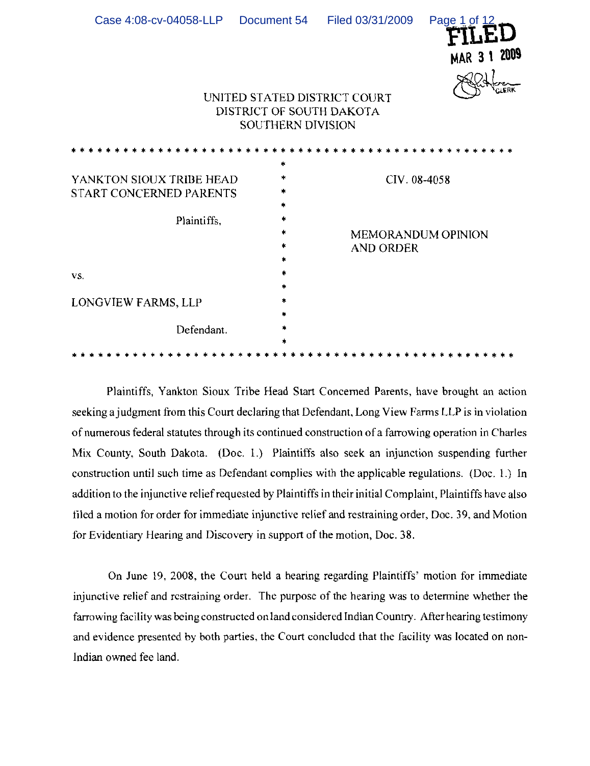FILED

MAR 3 1 2009

CLERK

UNITED STATED DISTRICT COURT
DISTRICT OF SOUTH DAKOTA
SOUTHERN DIVISION

| | |
|---|---|
| YANKTON SIOUX TRIBE HEAD START CONCERNED PARENTS<br><br>Plaintiffs,<br><br>vs.<br><br>LONGVIEW FARMS, LLP<br><br>Defendant. | CIV. 08-4058<br><br>MEMORANDUM OPINION AND ORDER |

Plaintiffs, Yankton Sioux Tribe Head Start Concerned Parents, have brought an action seeking a judgment from this Court declaring that Defendant, Long View Farms LLP is in violation of numerous federal statutes through its continued construction of a farrowing operation in Charles Mix County, South Dakota. (Doc. 1.) Plaintiffs also seek an injunction suspending further construction until such time as Defendant complies with the applicable regulations. (Doc. 1.) In addition to the injunctive relief requested by Plaintiffs in their initial Complaint, Plaintiffs have also filed a motion for order for immediate injunctive relief and restraining order, Doc. 39, and Motion for Evidentiary Hearing and Discovery in support of the motion, Doc. 38.

On June 19, 2008, the Court held a hearing regarding Plaintiffs' motion for immediate injunctive relief and restraining order. The purpose of the hearing was to determine whether the farrowing facility was being constructed on land considered Indian Country. After hearing testimony and evidence presented by both parties, the Court concluded that the facility was located on non-Indian owned fee land.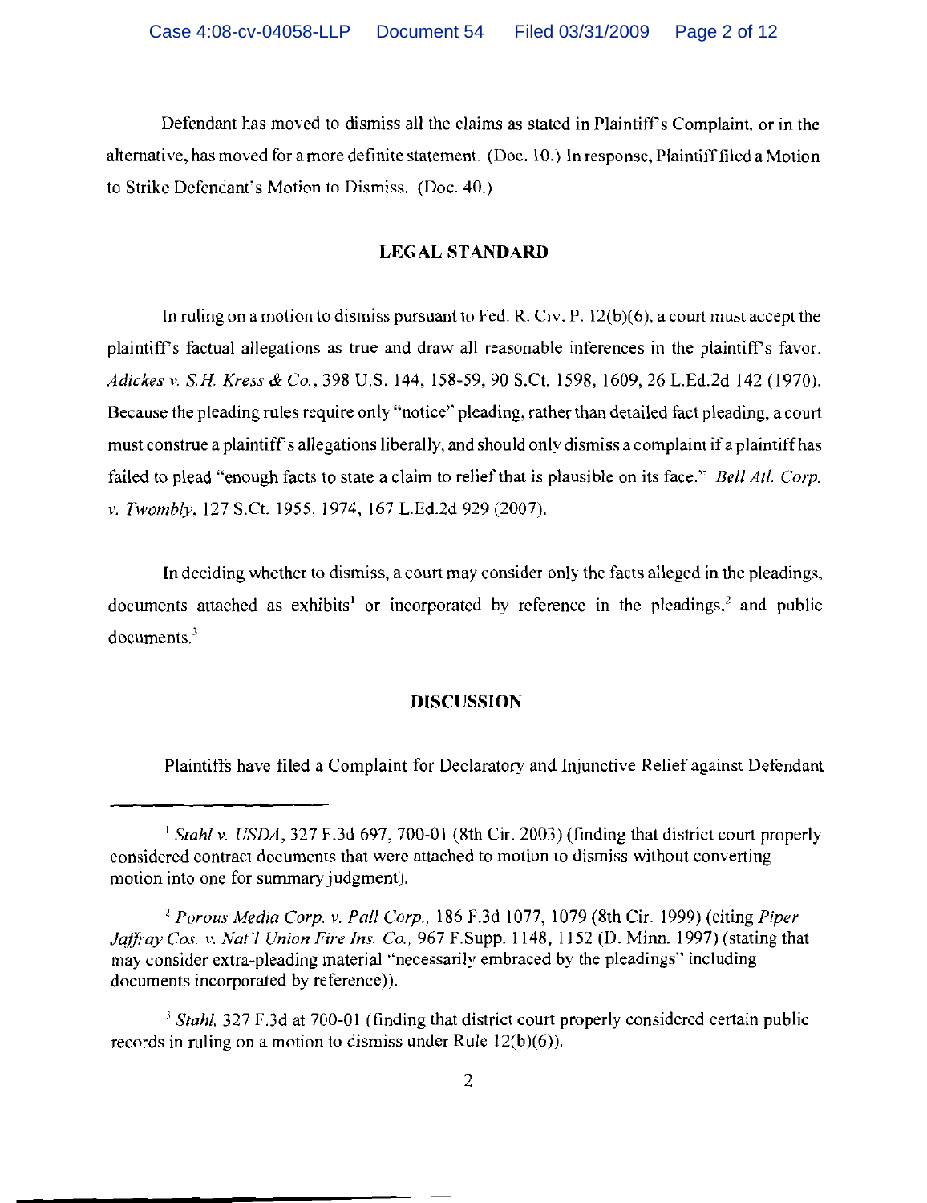Defendant has moved to dismiss all the claims as stated in Plaintiff's Complaint, or in the alternative, has moved for a more definite statement. (Doc. 10.) In response, Plaintiff filed a Motion to Strike Defendant's Motion to Dismiss. (Doc. 40.)

## LEGAL STANDARD

In ruling on a motion to dismiss pursuant to Fed. R. Civ. P. 12(b)(6), a court must accept the plaintiff's factual allegations as true and draw all reasonable inferences in the plaintiff's favor. *Adickes v. S.H. Kress & Co.*, 398 U.S. 144, 158-59, 90 S.Ct. 1598, 1609, 26 L.Ed.2d 142 (1970). Because the pleading rules require only "notice" pleading, rather than detailed fact pleading, a court must construe a plaintiff's allegations liberally, and should only dismiss a complaint if a plaintiff has failed to plead "enough facts to state a claim to relief that is plausible on its face." *Bell Atl. Corp. v. Twombly*, 127 S.Ct. 1955, 1974, 167 L.Ed.2d 929 (2007).

In deciding whether to dismiss, a court may consider only the facts alleged in the pleadings, documents attached as exhibits[1] or incorporated by reference in the pleadings,[2] and public documents.[3]

## DISCUSSION

Plaintiffs have filed a Complaint for Declaratory and Injunctive Relief against Defendant

---

[1] *Stahl v. USDA*, 327 F.3d 697, 700-01 (8th Cir. 2003) (finding that district court properly considered contract documents that were attached to motion to dismiss without converting motion into one for summary judgment).

[2] *Porous Media Corp. v. Pall Corp.*, 186 F.3d 1077, 1079 (8th Cir. 1999) (citing *Piper Jaffray Cos. v. Nat'l Union Fire Ins. Co.*, 967 F.Supp. 1148, 1152 (D. Minn. 1997) (stating that may consider extra-pleading material "necessarily embraced by the pleadings" including documents incorporated by reference)).

[3] *Stahl*, 327 F.3d at 700-01 (finding that district court properly considered certain public records in ruling on a motion to dismiss under Rule 12(b)(6)).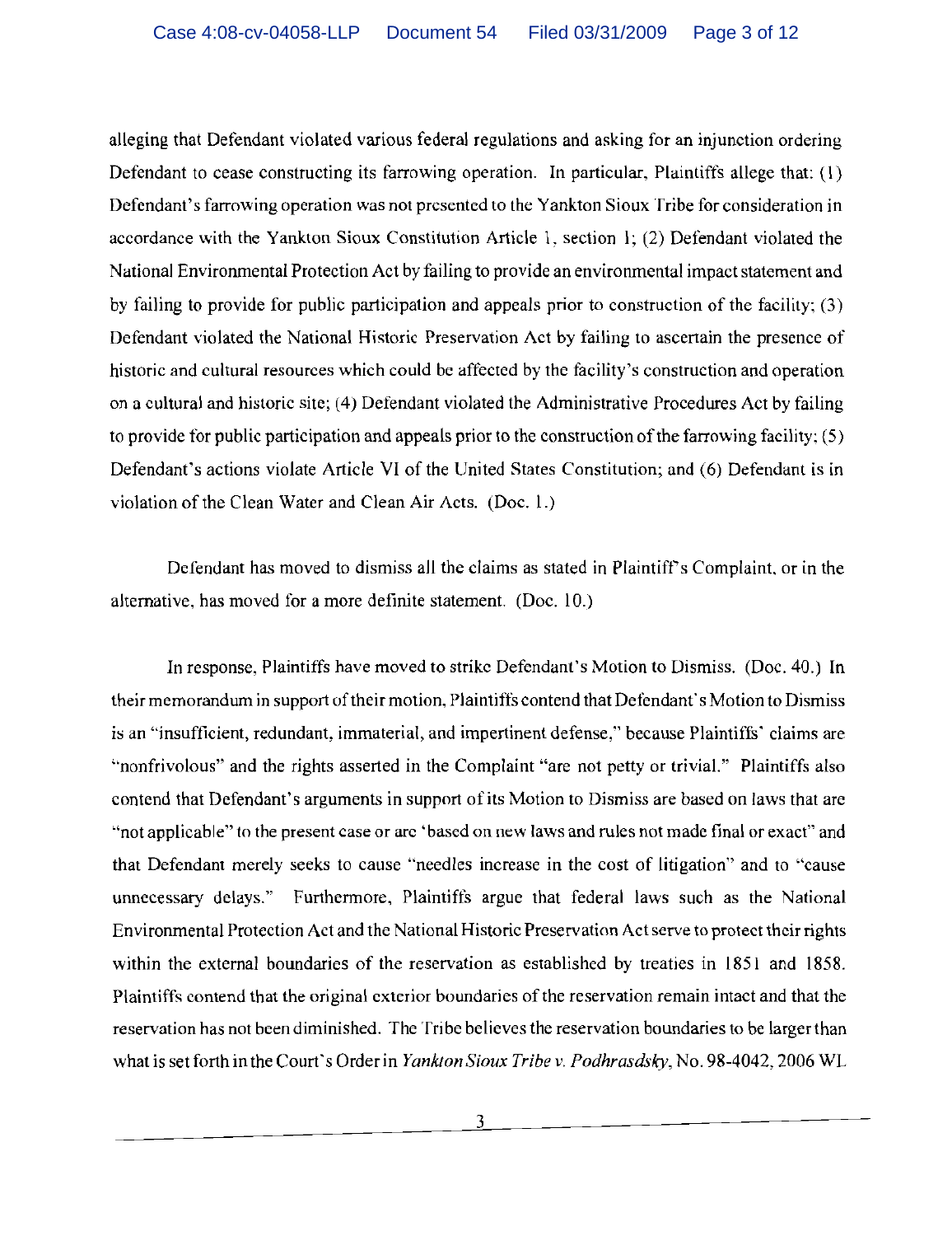alleging that Defendant violated various federal regulations and asking for an injunction ordering Defendant to cease constructing its farrowing operation. In particular, Plaintiffs allege that: (1) Defendant's farrowing operation was not presented to the Yankton Sioux Tribe for consideration in accordance with the Yankton Sioux Constitution Article 1, section 1; (2) Defendant violated the National Environmental Protection Act by failing to provide an environmental impact statement and by failing to provide for public participation and appeals prior to construction of the facility; (3) Defendant violated the National Historic Preservation Act by failing to ascertain the presence of historic and cultural resources which could be affected by the facility's construction and operation on a cultural and historic site; (4) Defendant violated the Administrative Procedures Act by failing to provide for public participation and appeals prior to the construction of the farrowing facility; (5) Defendant's actions violate Article VI of the United States Constitution; and (6) Defendant is in violation of the Clean Water and Clean Air Acts. (Doc. 1.)

Defendant has moved to dismiss all the claims as stated in Plaintiff's Complaint, or in the alternative, has moved for a more definite statement. (Doc. 10.)

In response, Plaintiffs have moved to strike Defendant's Motion to Dismiss. (Doc. 40.) In their memorandum in support of their motion, Plaintiffs contend that Defendant's Motion to Dismiss is an "insufficient, redundant, immaterial, and impertinent defense," because Plaintiffs' claims are "nonfrivolous" and the rights asserted in the Complaint "are not petty or trivial." Plaintiffs also contend that Defendant's arguments in support of its Motion to Dismiss are based on laws that are "not applicable" to the present case or are 'based on new laws and rules not made final or exact" and that Defendant merely seeks to cause "needles increase in the cost of litigation" and to "cause unnecessary delays." Furthermore, Plaintiffs argue that federal laws such as the National Environmental Protection Act and the National Historic Preservation Act serve to protect their rights within the external boundaries of the reservation as established by treaties in 1851 and 1858. Plaintiffs contend that the original exterior boundaries of the reservation remain intact and that the reservation has not been diminished. The Tribe believes the reservation boundaries to be larger than what is set forth in the Court's Order in *Yankton Sioux Tribe v. Podhrasdsky*, No. 98-4042, 2006 WL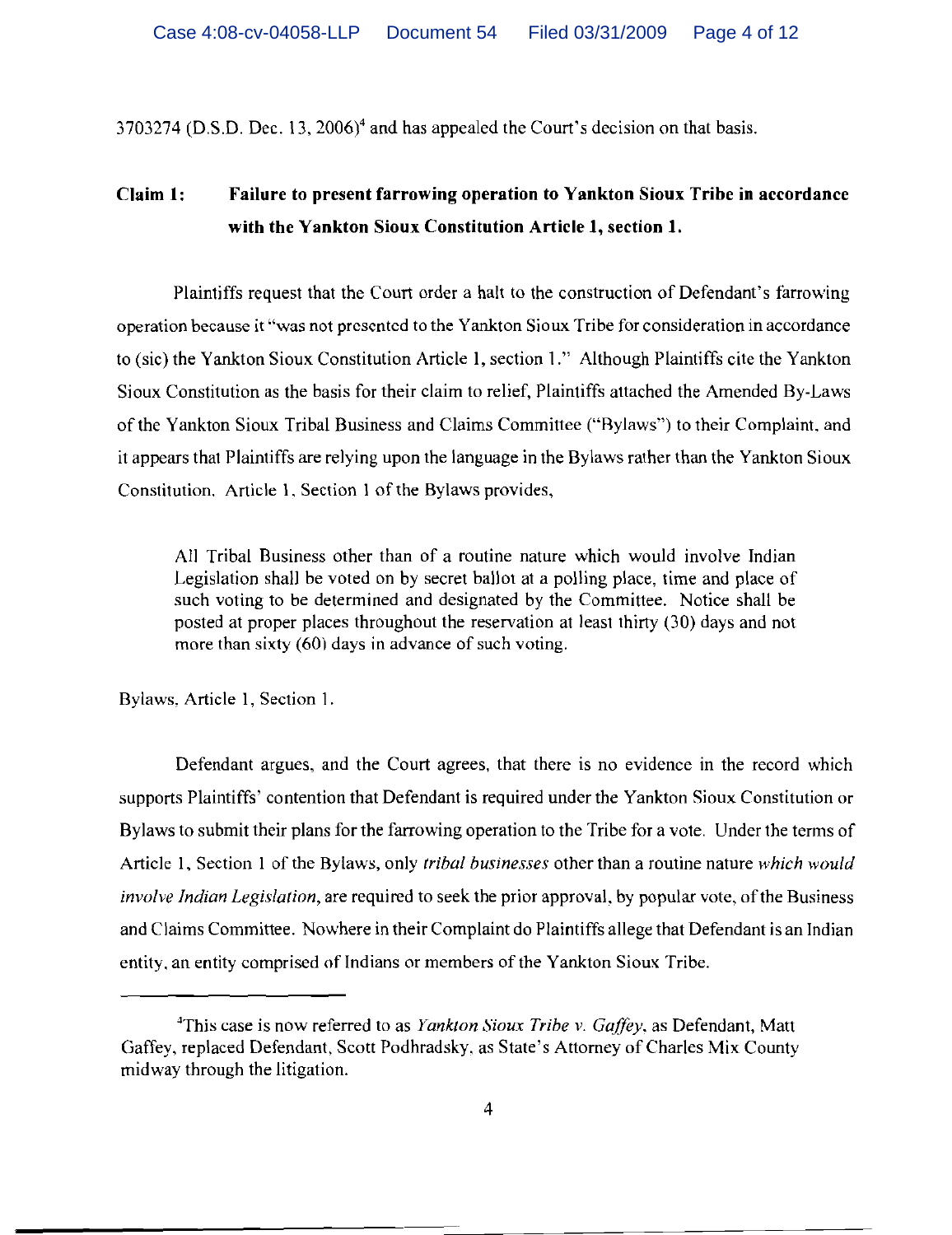3703274 (D.S.D. Dec. 13, 2006)[4] and has appealed the Court's decision on that basis.

**Claim 1: Failure to present farrowing operation to Yankton Sioux Tribe in accordance with the Yankton Sioux Constitution Article 1, section 1.**

Plaintiffs request that the Court order a halt to the construction of Defendant's farrowing operation because it "was not presented to the Yankton Sioux Tribe for consideration in accordance to (sic) the Yankton Sioux Constitution Article 1, section 1." Although Plaintiffs cite the Yankton Sioux Constitution as the basis for their claim to relief, Plaintiffs attached the Amended By-Laws of the Yankton Sioux Tribal Business and Claims Committee ("Bylaws") to their Complaint, and it appears that Plaintiffs are relying upon the language in the Bylaws rather than the Yankton Sioux Constitution. Article 1, Section 1 of the Bylaws provides,

> All Tribal Business other than of a routine nature which would involve Indian Legislation shall be voted on by secret ballot at a polling place, time and place of such voting to be determined and designated by the Committee. Notice shall be posted at proper places throughout the reservation at least thirty (30) days and not more than sixty (60) days in advance of such voting.

Bylaws, Article 1, Section 1.

Defendant argues, and the Court agrees, that there is no evidence in the record which supports Plaintiffs' contention that Defendant is required under the Yankton Sioux Constitution or Bylaws to submit their plans for the farrowing operation to the Tribe for a vote. Under the terms of Article 1, Section 1 of the Bylaws, only *tribal businesses* other than a routine nature *which would involve Indian Legislation*, are required to seek the prior approval, by popular vote, of the Business and Claims Committee. Nowhere in their Complaint do Plaintiffs allege that Defendant is an Indian entity, an entity comprised of Indians or members of the Yankton Sioux Tribe.

---

[4] This case is now referred to as *Yankton Sioux Tribe v. Gaffey*, as Defendant, Matt Gaffey, replaced Defendant, Scott Podhradsky, as State's Attorney of Charles Mix County midway through the litigation.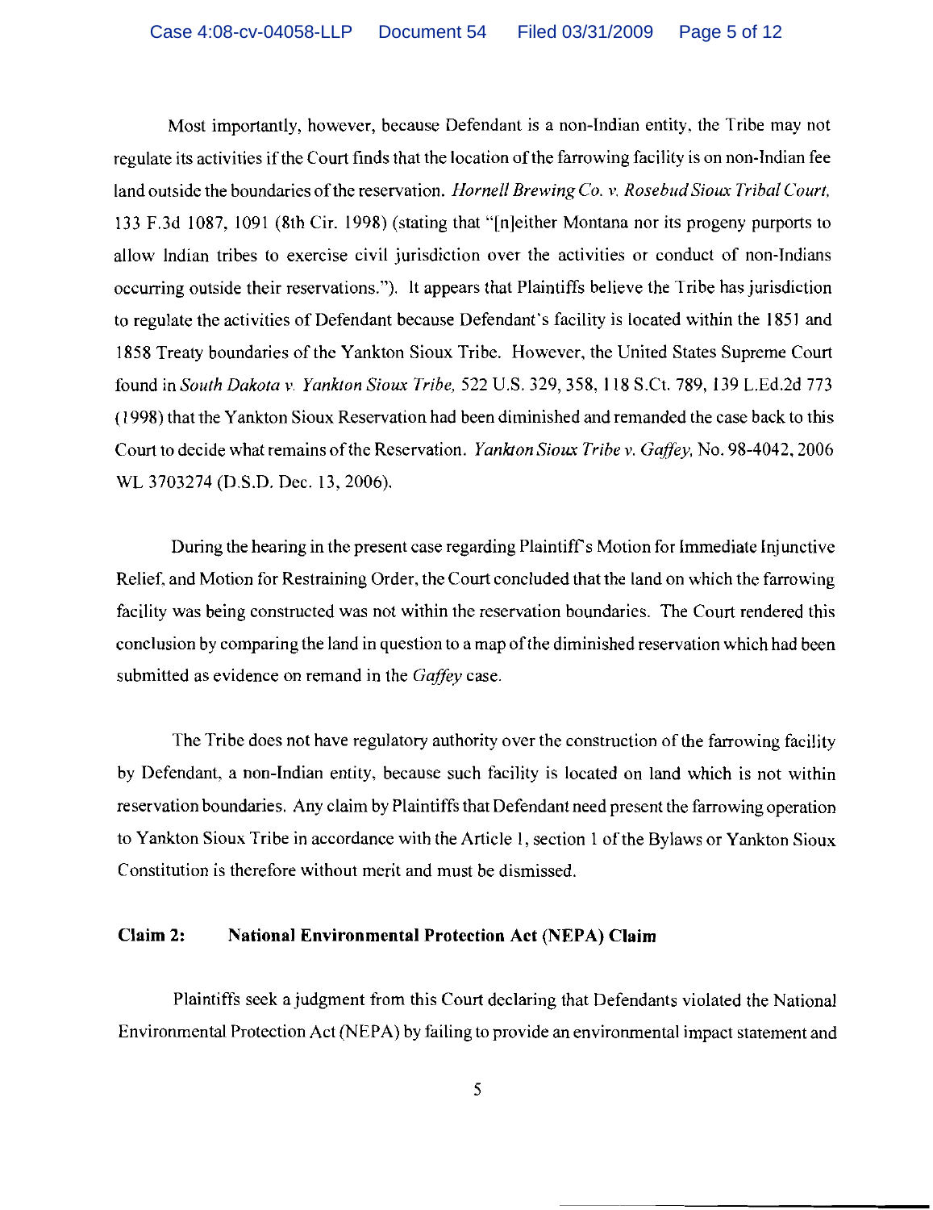Most importantly, however, because Defendant is a non-Indian entity, the Tribe may not regulate its activities if the Court finds that the location of the farrowing facility is on non-Indian fee land outside the boundaries of the reservation. *Hornell Brewing Co. v. Rosebud Sioux Tribal Court,* 133 F.3d 1087, 1091 (8th Cir. 1998) (stating that "[n]either Montana nor its progeny purports to allow Indian tribes to exercise civil jurisdiction over the activities or conduct of non-Indians occurring outside their reservations."). It appears that Plaintiffs believe the Tribe has jurisdiction to regulate the activities of Defendant because Defendant's facility is located within the 1851 and 1858 Treaty boundaries of the Yankton Sioux Tribe. However, the United States Supreme Court found in *South Dakota v. Yankton Sioux Tribe,* 522 U.S. 329, 358, 118 S.Ct. 789, 139 L.Ed.2d 773 (1998) that the Yankton Sioux Reservation had been diminished and remanded the case back to this Court to decide what remains of the Reservation. *Yankton Sioux Tribe v. Gaffey,* No. 98-4042, 2006 WL 3703274 (D.S.D. Dec. 13, 2006).

During the hearing in the present case regarding Plaintiff's Motion for Immediate Injunctive Relief, and Motion for Restraining Order, the Court concluded that the land on which the farrowing facility was being constructed was not within the reservation boundaries. The Court rendered this conclusion by comparing the land in question to a map of the diminished reservation which had been submitted as evidence on remand in the *Gaffey* case.

The Tribe does not have regulatory authority over the construction of the farrowing facility by Defendant, a non-Indian entity, because such facility is located on land which is not within reservation boundaries. Any claim by Plaintiffs that Defendant need present the farrowing operation to Yankton Sioux Tribe in accordance with the Article 1, section 1 of the Bylaws or Yankton Sioux Constitution is therefore without merit and must be dismissed.

**Claim 2: National Environmental Protection Act (NEPA) Claim**

Plaintiffs seek a judgment from this Court declaring that Defendants violated the National Environmental Protection Act (NEPA) by failing to provide an environmental impact statement and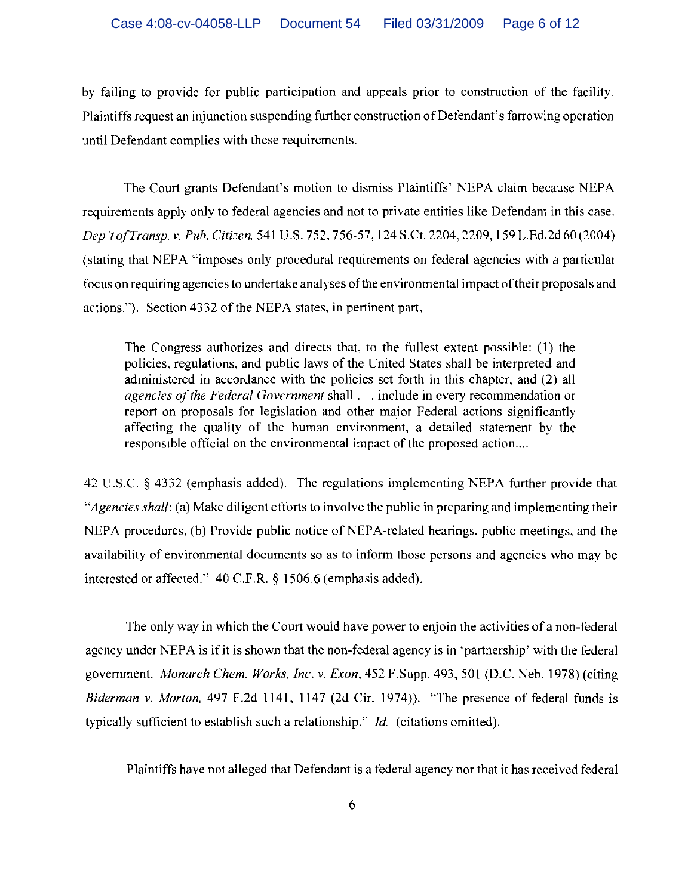by failing to provide for public participation and appeals prior to construction of the facility. Plaintiffs request an injunction suspending further construction of Defendant's farrowing operation until Defendant complies with these requirements.

The Court grants Defendant's motion to dismiss Plaintiffs' NEPA claim because NEPA requirements apply only to federal agencies and not to private entities like Defendant in this case. *Dep't of Transp. v. Pub. Citizen,* 541 U.S. 752, 756-57, 124 S.Ct. 2204, 2209, 159 L.Ed.2d 60 (2004) (stating that NEPA "imposes only procedural requirements on federal agencies with a particular focus on requiring agencies to undertake analyses of the environmental impact of their proposals and actions."). Section 4332 of the NEPA states, in pertinent part,

> The Congress authorizes and directs that, to the fullest extent possible: (1) the policies, regulations, and public laws of the United States shall be interpreted and administered in accordance with the policies set forth in this chapter, and (2) all *agencies of the Federal Government* shall . . . include in every recommendation or report on proposals for legislation and other major Federal actions significantly affecting the quality of the human environment, a detailed statement by the responsible official on the environmental impact of the proposed action....

42 U.S.C. § 4332 (emphasis added). The regulations implementing NEPA further provide that "*Agencies shall*: (a) Make diligent efforts to involve the public in preparing and implementing their NEPA procedures, (b) Provide public notice of NEPA-related hearings, public meetings, and the availability of environmental documents so as to inform those persons and agencies who may be interested or affected." 40 C.F.R. § 1506.6 (emphasis added).

The only way in which the Court would have power to enjoin the activities of a non-federal agency under NEPA is if it is shown that the non-federal agency is in 'partnership' with the federal government. *Monarch Chem. Works, Inc. v. Exon,* 452 F.Supp. 493, 501 (D.C. Neb. 1978) (citing *Biderman v. Morton,* 497 F.2d 1141, 1147 (2d Cir. 1974)). "The presence of federal funds is typically sufficient to establish such a relationship." *Id.* (citations omitted).

Plaintiffs have not alleged that Defendant is a federal agency nor that it has received federal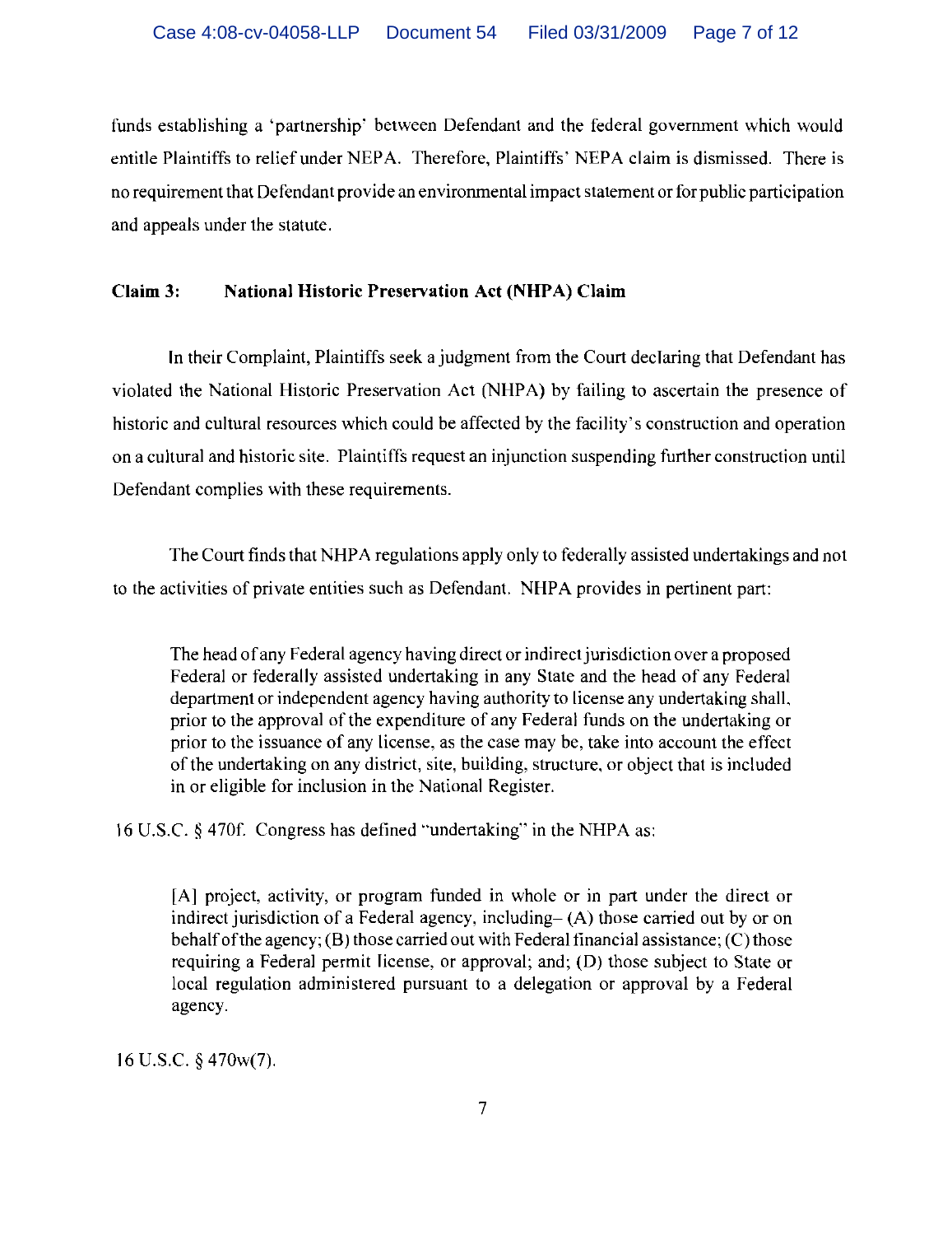funds establishing a 'partnership' between Defendant and the federal government which would entitle Plaintiffs to relief under NEPA. Therefore, Plaintiffs' NEPA claim is dismissed. There is no requirement that Defendant provide an environmental impact statement or for public participation and appeals under the statute.

**Claim 3: National Historic Preservation Act (NHPA) Claim**

In their Complaint, Plaintiffs seek a judgment from the Court declaring that Defendant has violated the National Historic Preservation Act (NHPA) by failing to ascertain the presence of historic and cultural resources which could be affected by the facility's construction and operation on a cultural and historic site. Plaintiffs request an injunction suspending further construction until Defendant complies with these requirements.

The Court finds that NHPA regulations apply only to federally assisted undertakings and not to the activities of private entities such as Defendant. NHPA provides in pertinent part:

> The head of any Federal agency having direct or indirect jurisdiction over a proposed Federal or federally assisted undertaking in any State and the head of any Federal department or independent agency having authority to license any undertaking shall, prior to the approval of the expenditure of any Federal funds on the undertaking or prior to the issuance of any license, as the case may be, take into account the effect of the undertaking on any district, site, building, structure, or object that is included in or eligible for inclusion in the National Register.

16 U.S.C. § 470f. Congress has defined "undertaking" in the NHPA as:

> [A] project, activity, or program funded in whole or in part under the direct or indirect jurisdiction of a Federal agency, including– (A) those carried out by or on behalf of the agency; (B) those carried out with Federal financial assistance; (C) those requiring a Federal permit license, or approval; and; (D) those subject to State or local regulation administered pursuant to a delegation or approval by a Federal agency.

16 U.S.C. § 470w(7).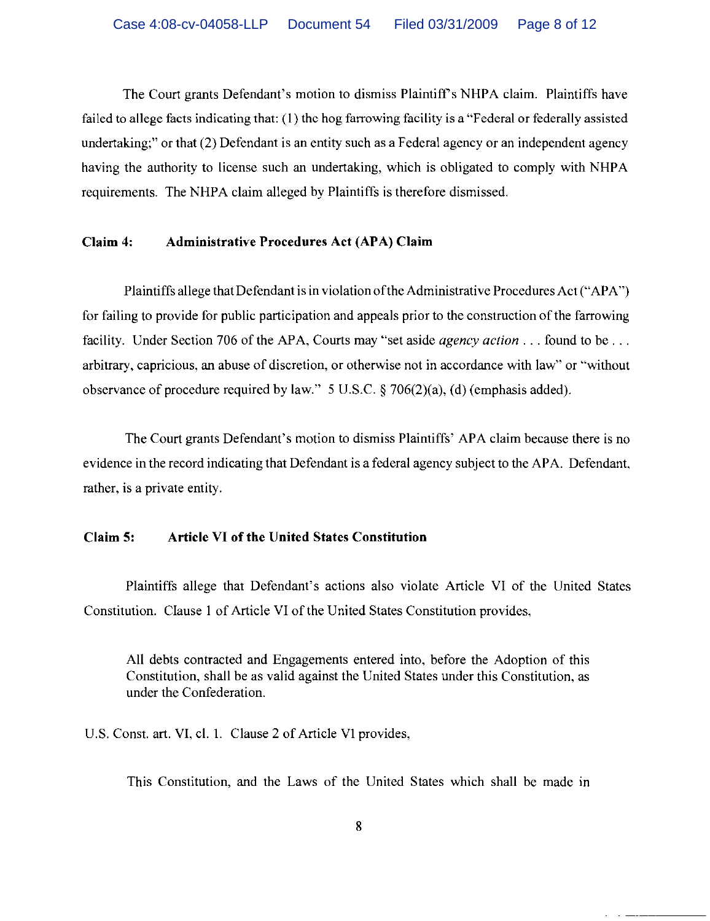The Court grants Defendant's motion to dismiss Plaintiff's NHPA claim. Plaintiffs have failed to allege facts indicating that: (1) the hog farrowing facility is a "Federal or federally assisted undertaking;" or that (2) Defendant is an entity such as a Federal agency or an independent agency having the authority to license such an undertaking, which is obligated to comply with NHPA requirements. The NHPA claim alleged by Plaintiffs is therefore dismissed.

**Claim 4: Administrative Procedures Act (APA) Claim**

Plaintiffs allege that Defendant is in violation of the Administrative Procedures Act ("APA") for failing to provide for public participation and appeals prior to the construction of the farrowing facility. Under Section 706 of the APA, Courts may "set aside *agency action* . . . found to be . . . arbitrary, capricious, an abuse of discretion, or otherwise not in accordance with law" or "without observance of procedure required by law." 5 U.S.C. § 706(2)(a), (d) (emphasis added).

The Court grants Defendant's motion to dismiss Plaintiffs' APA claim because there is no evidence in the record indicating that Defendant is a federal agency subject to the APA. Defendant, rather, is a private entity.

**Claim 5: Article VI of the United States Constitution**

Plaintiffs allege that Defendant's actions also violate Article VI of the United States Constitution. Clause 1 of Article VI of the United States Constitution provides,

> All debts contracted and Engagements entered into, before the Adoption of this Constitution, shall be as valid against the United States under this Constitution, as under the Confederation.

U.S. Const. art. VI, cl. 1. Clause 2 of Article VI provides,

> This Constitution, and the Laws of the United States which shall be made in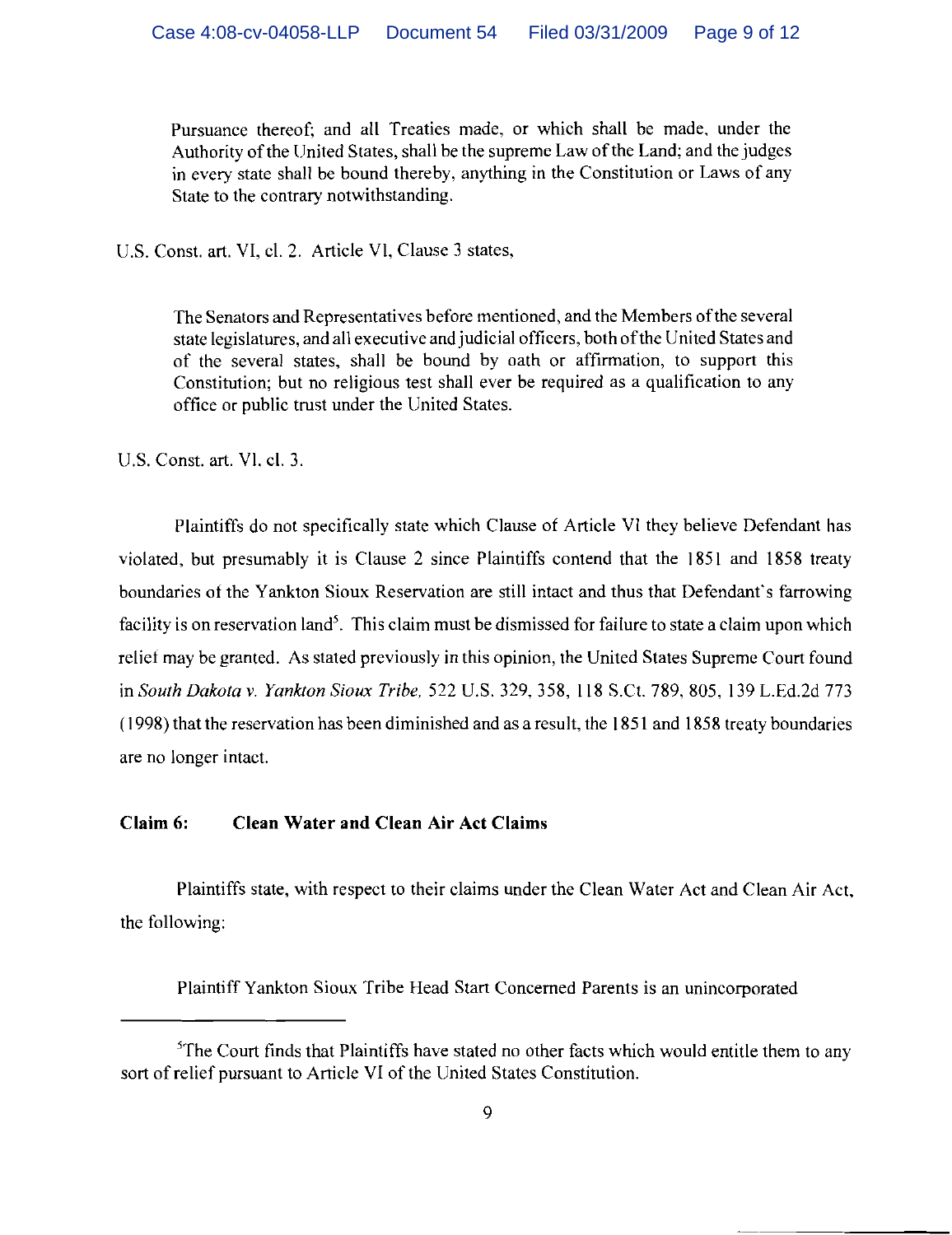> Pursuance thereof; and all Treaties made, or which shall be made, under the Authority of the United States, shall be the supreme Law of the Land; and the judges in every state shall be bound thereby, anything in the Constitution or Laws of any State to the contrary notwithstanding.

U.S. Const. art. VI, cl. 2. Article VI, Clause 3 states,

> The Senators and Representatives before mentioned, and the Members of the several state legislatures, and all executive and judicial officers, both of the United States and of the several states, shall be bound by oath or affirmation, to support this Constitution; but no religious test shall ever be required as a qualification to any office or public trust under the United States.

U.S. Const. art. VI. cl. 3.

Plaintiffs do not specifically state which Clause of Article VI they believe Defendant has violated, but presumably it is Clause 2 since Plaintiffs contend that the 1851 and 1858 treaty boundaries of the Yankton Sioux Reservation are still intact and thus that Defendant's farrowing facility is on reservation land[5]. This claim must be dismissed for failure to state a claim upon which relief may be granted. As stated previously in this opinion, the United States Supreme Court found in *South Dakota v. Yankton Sioux Tribe,* 522 U.S. 329, 358, 118 S.Ct. 789, 805, 139 L.Ed.2d 773 (1998) that the reservation has been diminished and as a result, the 1851 and 1858 treaty boundaries are no longer intact.

**Claim 6: Clean Water and Clean Air Act Claims**

Plaintiffs state, with respect to their claims under the Clean Water Act and Clean Air Act, the following:

Plaintiff Yankton Sioux Tribe Head Start Concerned Parents is an unincorporated

---

[5]The Court finds that Plaintiffs have stated no other facts which would entitle them to any sort of relief pursuant to Article VI of the United States Constitution.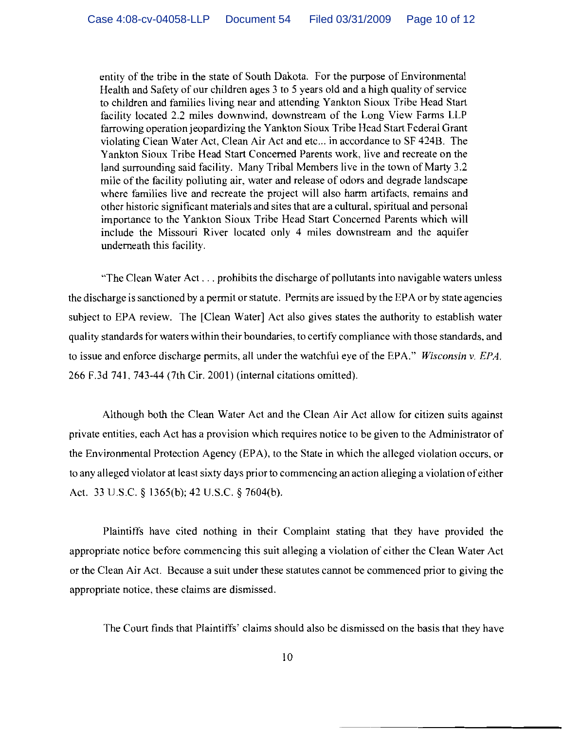> entity of the tribe in the state of South Dakota. For the purpose of Environmental Health and Safety of our children ages 3 to 5 years old and a high quality of service to children and families living near and attending Yankton Sioux Tribe Head Start facility located 2.2 miles downwind, downstream of the Long View Farms LLP farrowing operation jeopardizing the Yankton Sioux Tribe Head Start Federal Grant violating Clean Water Act, Clean Air Act and etc... in accordance to SF 424B. The Yankton Sioux Tribe Head Start Concerned Parents work, live and recreate on the land surrounding said facility. Many Tribal Members live in the town of Marty 3.2 mile of the facility polluting air, water and release of odors and degrade landscape where families live and recreate the project will also harm artifacts, remains and other historic significant materials and sites that are a cultural, spiritual and personal importance to the Yankton Sioux Tribe Head Start Concerned Parents which will include the Missouri River located only 4 miles downstream and the aquifer underneath this facility.

"The Clean Water Act . . . prohibits the discharge of pollutants into navigable waters unless the discharge is sanctioned by a permit or statute. Permits are issued by the EPA or by state agencies subject to EPA review. The [Clean Water] Act also gives states the authority to establish water quality standards for waters within their boundaries, to certify compliance with those standards, and to issue and enforce discharge permits, all under the watchful eye of the EPA." *Wisconsin v. EPA*, 266 F.3d 741, 743-44 (7th Cir. 2001) (internal citations omitted).

Although both the Clean Water Act and the Clean Air Act allow for citizen suits against private entities, each Act has a provision which requires notice to be given to the Administrator of the Environmental Protection Agency (EPA), to the State in which the alleged violation occurs, or to any alleged violator at least sixty days prior to commencing an action alleging a violation of either Act. 33 U.S.C. § 1365(b); 42 U.S.C. § 7604(b).

Plaintiffs have cited nothing in their Complaint stating that they have provided the appropriate notice before commencing this suit alleging a violation of either the Clean Water Act or the Clean Air Act. Because a suit under these statutes cannot be commenced prior to giving the appropriate notice, these claims are dismissed.

The Court finds that Plaintiffs' claims should also be dismissed on the basis that they have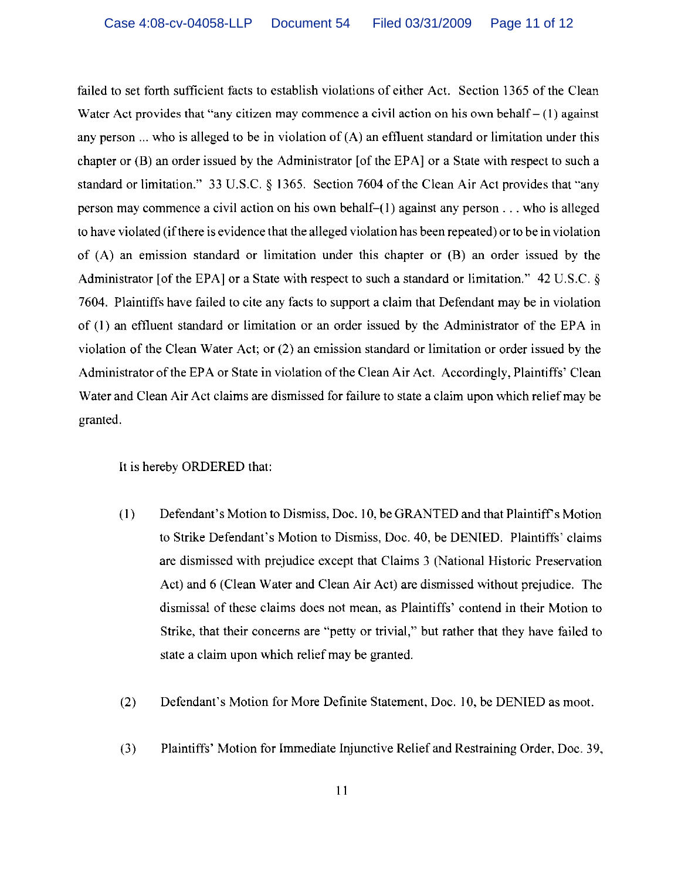failed to set forth sufficient facts to establish violations of either Act. Section 1365 of the Clean Water Act provides that "any citizen may commence a civil action on his own behalf – (1) against any person ... who is alleged to be in violation of (A) an effluent standard or limitation under this chapter or (B) an order issued by the Administrator [of the EPA] or a State with respect to such a standard or limitation." 33 U.S.C. § 1365. Section 7604 of the Clean Air Act provides that "any person may commence a civil action on his own behalf–(1) against any person . . . who is alleged to have violated (if there is evidence that the alleged violation has been repeated) or to be in violation of (A) an emission standard or limitation under this chapter or (B) an order issued by the Administrator [of the EPA] or a State with respect to such a standard or limitation." 42 U.S.C. § 7604. Plaintiffs have failed to cite any facts to support a claim that Defendant may be in violation of (1) an effluent standard or limitation or an order issued by the Administrator of the EPA in violation of the Clean Water Act; or (2) an emission standard or limitation or order issued by the Administrator of the EPA or State in violation of the Clean Air Act. Accordingly, Plaintiffs' Clean Water and Clean Air Act claims are dismissed for failure to state a claim upon which relief may be granted.

It is hereby ORDERED that:

(1) Defendant's Motion to Dismiss, Doc. 10, be GRANTED and that Plaintiff's Motion to Strike Defendant's Motion to Dismiss, Doc. 40, be DENIED. Plaintiffs' claims are dismissed with prejudice except that Claims 3 (National Historic Preservation Act) and 6 (Clean Water and Clean Air Act) are dismissed without prejudice. The dismissal of these claims does not mean, as Plaintiffs' contend in their Motion to Strike, that their concerns are "petty or trivial," but rather that they have failed to state a claim upon which relief may be granted.

(2) Defendant's Motion for More Definite Statement, Doc. 10, be DENIED as moot.

(3) Plaintiffs' Motion for Immediate Injunctive Relief and Restraining Order, Doc. 39,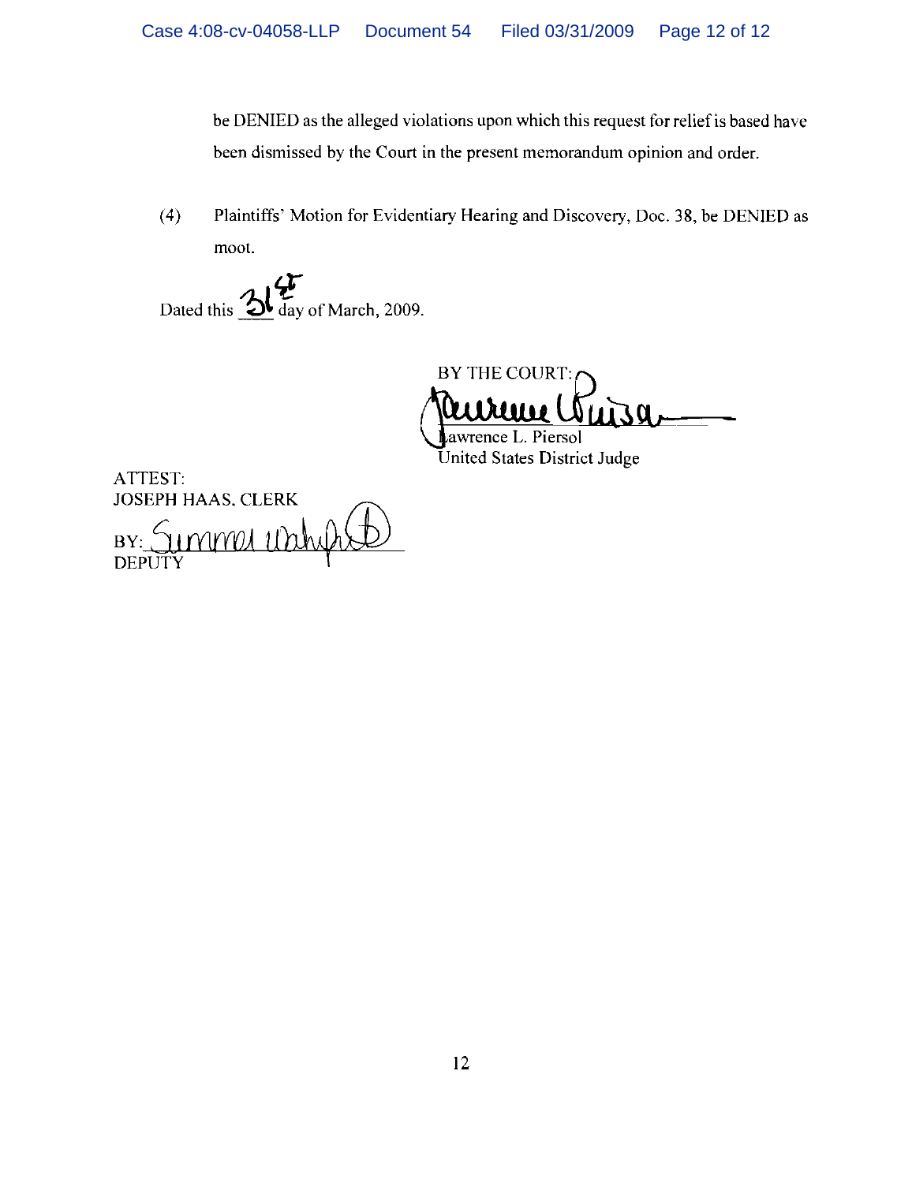be DENIED as the alleged violations upon which this request for relief is based have been dismissed by the Court in the present memorandum opinion and order.

(4) Plaintiffs' Motion for Evidentiary Hearing and Discovery, Doc. 38, be DENIED as moot.

Dated this 31st day of March, 2009.

BY THE COURT:

Lawrence L. Piersol
United States District Judge

ATTEST:
JOSEPH HAAS, CLERK

BY: ______________________
DEPUTY